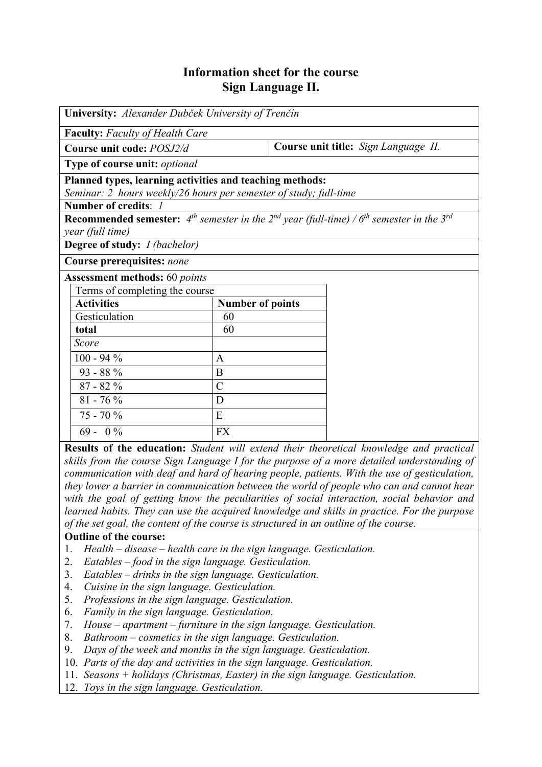# Information sheet for the course
# Sign Language II.

**University:** *Alexander Dubček University of Trenčín*

**Faculty:** *Faculty of Health Care*

**Course unit code:** *POSJ2/d*

**Course unit title:** *Sign Language II.*

**Type of course unit:** *optional*

**Planned types, learning activities and teaching methods:**
*Seminar: 2 hours weekly/26 hours per semester of study; full-time*

**Number of credits**: *1*

**Recommended semester:** *4th semester in the 2nd year (full-time) / 6th semester in the 3rd year (full time)*

**Degree of study:** *I (bachelor)*

**Course prerequisites:** *none*

**Assessment methods:** 60 *points*

| Terms of completing the course | |
|---|---|
| **Activities** | **Number of points** |
| Gesticulation | 60 |
| **total** | 60 |
| *Score* | |
| 100 - 94 % | A |
| 93 - 88 % | B |
| 87 - 82 % | C |
| 81 - 76 % | D |
| 75 - 70 % | E |
| 69 - 0 % | FX |

**Results of the education:** *Student will extend their theoretical knowledge and practical skills from the course Sign Language I for the purpose of a more detailed understanding of communication with deaf and hard of hearing people, patients. With the use of gesticulation, they lower a barrier in communication between the world of people who can and cannot hear with the goal of getting know the peculiarities of social interaction, social behavior and learned habits. They can use the acquired knowledge and skills in practice. For the purpose of the set goal, the content of the course is structured in an outline of the course.*

**Outline of the course:**

1. *Health – disease – health care in the sign language. Gesticulation.*
2. *Eatables – food in the sign language. Gesticulation.*
3. *Eatables – drinks in the sign language. Gesticulation.*
4. *Cuisine in the sign language. Gesticulation.*
5. *Professions in the sign language. Gesticulation.*
6. *Family in the sign language. Gesticulation.*
7. *House – apartment – furniture in the sign language. Gesticulation.*
8. *Bathroom – cosmetics in the sign language. Gesticulation.*
9. *Days of the week and months in the sign language. Gesticulation.*
10. *Parts of the day and activities in the sign language. Gesticulation.*
11. *Seasons + holidays (Christmas, Easter) in the sign language. Gesticulation.*
12. *Toys in the sign language. Gesticulation.*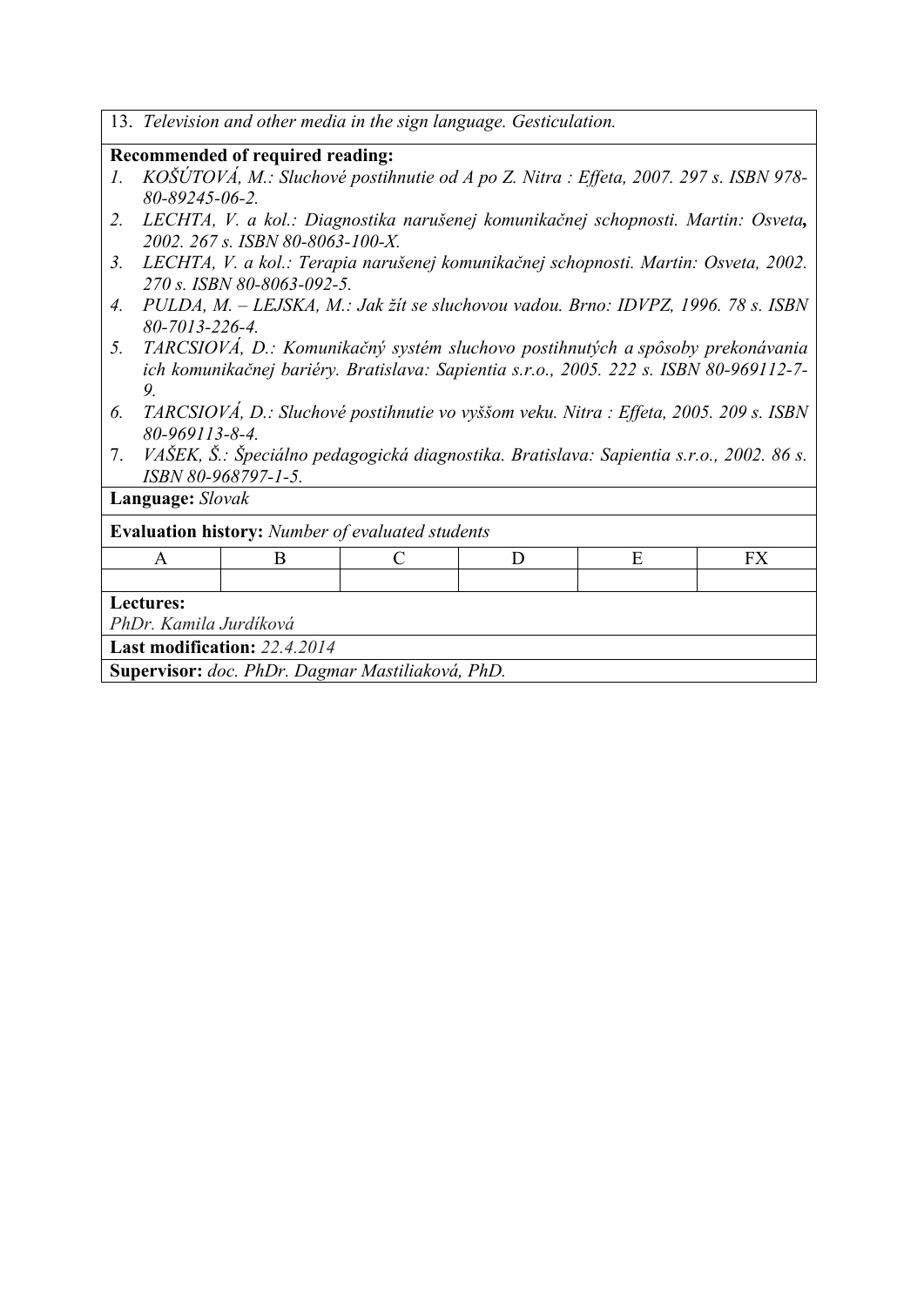13. *Television and other media in the sign language. Gesticulation.*

**Recommended of required reading:**

1. *KOŠÚTOVÁ, M.: Sluchové postihnutie od A po Z. Nitra : Effeta, 2007. 297 s. ISBN 978-80-89245-06-2.*
2. *LECHTA, V. a kol.: Diagnostika narušenej komunikačnej schopnosti. Martin: Osveta, 2002. 267 s. ISBN 80-8063-100-X.*
3. *LECHTA, V. a kol.: Terapia narušenej komunikačnej schopnosti. Martin: Osveta, 2002. 270 s. ISBN 80-8063-092-5.*
4. *PULDA, M. – LEJSKA, M.: Jak žít se sluchovou vadou. Brno: IDVPZ, 1996. 78 s. ISBN 80-7013-226-4.*
5. *TARCSIOVÁ, D.: Komunikačný systém sluchovo postihnutých a spôsoby prekonávania ich komunikačnej bariéry. Bratislava: Sapientia s.r.o., 2005. 222 s. ISBN 80-969112-7-9.*
6. *TARCSIOVÁ, D.: Sluchové postihnutie vo vyššom veku. Nitra : Effeta, 2005. 209 s. ISBN 80-969113-8-4.*
7. *VAŠEK, Š.: Špeciálno pedagogická diagnostika. Bratislava: Sapientia s.r.o., 2002. 86 s. ISBN 80-968797-1-5.*

**Language:** *Slovak*

**Evaluation history:** *Number of evaluated students*

| A | B | C | D | E | FX |
|---|---|---|---|---|---|
| | | | | | |

**Lectures:**
*PhDr. Kamila Jurdíková*

**Last modification:** *22.4.2014*

**Supervisor:** *doc. PhDr. Dagmar Mastiliaková, PhD.*